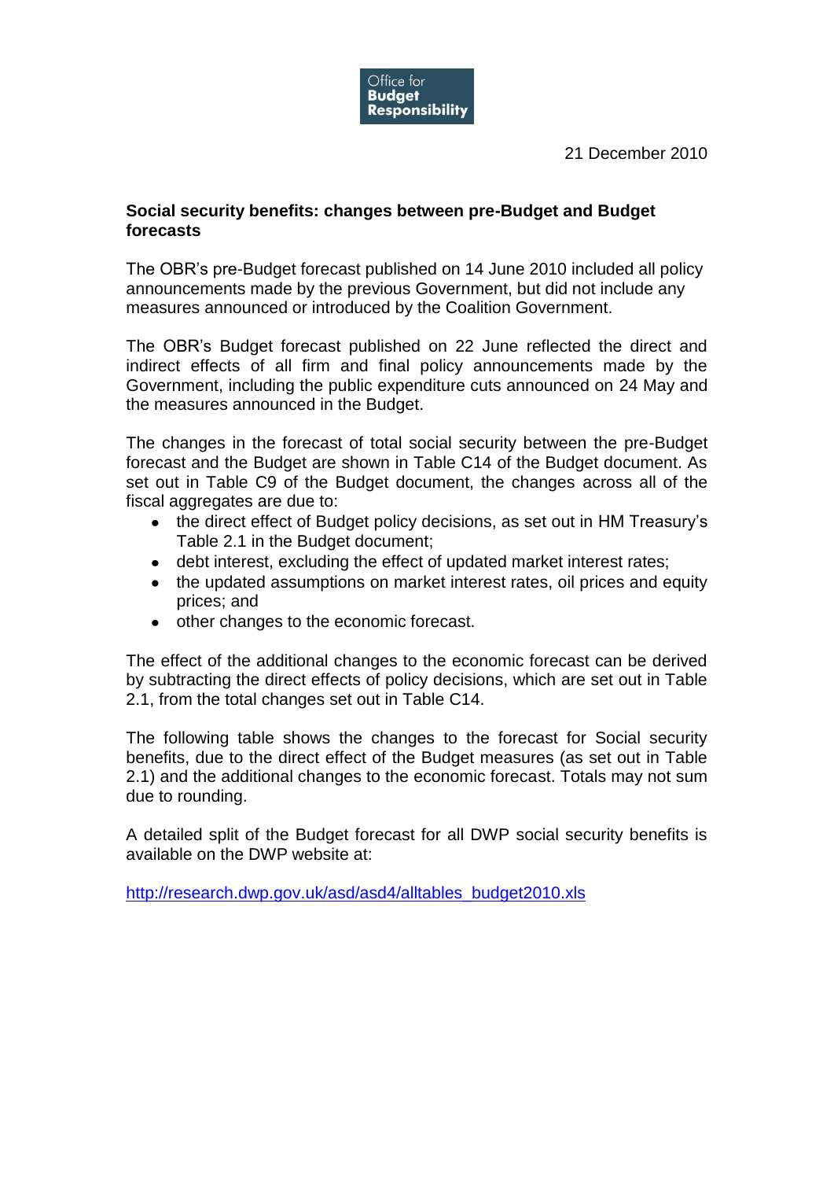Office for **Budget Responsibility**

21 December 2010

**Social security benefits: changes between pre-Budget and Budget forecasts**

The OBR's pre-Budget forecast published on 14 June 2010 included all policy announcements made by the previous Government, but did not include any measures announced or introduced by the Coalition Government.

The OBR's Budget forecast published on 22 June reflected the direct and indirect effects of all firm and final policy announcements made by the Government, including the public expenditure cuts announced on 24 May and the measures announced in the Budget.

The changes in the forecast of total social security between the pre-Budget forecast and the Budget are shown in Table C14 of the Budget document. As set out in Table C9 of the Budget document, the changes across all of the fiscal aggregates are due to:

- the direct effect of Budget policy decisions, as set out in HM Treasury's Table 2.1 in the Budget document;
- debt interest, excluding the effect of updated market interest rates;
- the updated assumptions on market interest rates, oil prices and equity prices; and
- other changes to the economic forecast.

The effect of the additional changes to the economic forecast can be derived by subtracting the direct effects of policy decisions, which are set out in Table 2.1, from the total changes set out in Table C14.

The following table shows the changes to the forecast for Social security benefits, due to the direct effect of the Budget measures (as set out in Table 2.1) and the additional changes to the economic forecast. Totals may not sum due to rounding.

A detailed split of the Budget forecast for all DWP social security benefits is available on the DWP website at:

http://research.dwp.gov.uk/asd/asd4/alltables_budget2010.xls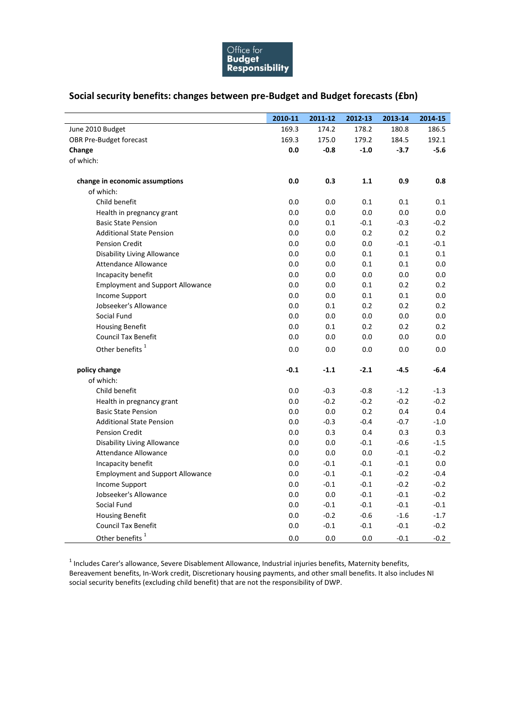Office for Budget Responsibility

## Social security benefits: changes between pre-Budget and Budget forecasts (£bn)

| | 2010-11 | 2011-12 | 2012-13 | 2013-14 | 2014-15 |
|---|---|---|---|---|---|
| June 2010 Budget | 169.3 | 174.2 | 178.2 | 180.8 | 186.5 |
| OBR Pre-Budget forecast | 169.3 | 175.0 | 179.2 | 184.5 | 192.1 |
| **Change** | **0.0** | **-0.8** | **-1.0** | **-3.7** | **-5.6** |
| of which: | | | | | |
| **change in economic assumptions** | **0.0** | **0.3** | **1.1** | **0.9** | **0.8** |
| of which: | | | | | |
| Child benefit | 0.0 | 0.0 | 0.1 | 0.1 | 0.1 |
| Health in pregnancy grant | 0.0 | 0.0 | 0.0 | 0.0 | 0.0 |
| Basic State Pension | 0.0 | 0.1 | -0.1 | -0.3 | -0.2 |
| Additional State Pension | 0.0 | 0.0 | 0.2 | 0.2 | 0.2 |
| Pension Credit | 0.0 | 0.0 | 0.0 | -0.1 | -0.1 |
| Disability Living Allowance | 0.0 | 0.0 | 0.1 | 0.1 | 0.1 |
| Attendance Allowance | 0.0 | 0.0 | 0.1 | 0.1 | 0.0 |
| Incapacity benefit | 0.0 | 0.0 | 0.0 | 0.0 | 0.0 |
| Employment and Support Allowance | 0.0 | 0.0 | 0.1 | 0.2 | 0.2 |
| Income Support | 0.0 | 0.0 | 0.1 | 0.1 | 0.0 |
| Jobseeker's Allowance | 0.0 | 0.1 | 0.2 | 0.2 | 0.2 |
| Social Fund | 0.0 | 0.0 | 0.0 | 0.0 | 0.0 |
| Housing Benefit | 0.0 | 0.1 | 0.2 | 0.2 | 0.2 |
| Council Tax Benefit | 0.0 | 0.0 | 0.0 | 0.0 | 0.0 |
| Other benefits [1] | 0.0 | 0.0 | 0.0 | 0.0 | 0.0 |
| **policy change** | **-0.1** | **-1.1** | **-2.1** | **-4.5** | **-6.4** |
| of which: | | | | | |
| Child benefit | 0.0 | -0.3 | -0.8 | -1.2 | -1.3 |
| Health in pregnancy grant | 0.0 | -0.2 | -0.2 | -0.2 | -0.2 |
| Basic State Pension | 0.0 | 0.0 | 0.2 | 0.4 | 0.4 |
| Additional State Pension | 0.0 | -0.3 | -0.4 | -0.7 | -1.0 |
| Pension Credit | 0.0 | 0.3 | 0.4 | 0.3 | 0.3 |
| Disability Living Allowance | 0.0 | 0.0 | -0.1 | -0.6 | -1.5 |
| Attendance Allowance | 0.0 | 0.0 | 0.0 | -0.1 | -0.2 |
| Incapacity benefit | 0.0 | -0.1 | -0.1 | -0.1 | 0.0 |
| Employment and Support Allowance | 0.0 | -0.1 | -0.1 | -0.2 | -0.4 |
| Income Support | 0.0 | -0.1 | -0.1 | -0.2 | -0.2 |
| Jobseeker's Allowance | 0.0 | 0.0 | -0.1 | -0.1 | -0.2 |
| Social Fund | 0.0 | -0.1 | -0.1 | -0.1 | -0.1 |
| Housing Benefit | 0.0 | -0.2 | -0.6 | -1.6 | -1.7 |
| Council Tax Benefit | 0.0 | -0.1 | -0.1 | -0.1 | -0.2 |
| Other benefits [1] | 0.0 | 0.0 | 0.0 | -0.1 | -0.2 |

[1] Includes Carer's allowance, Severe Disablement Allowance, Industrial injuries benefits, Maternity benefits, Bereavement benefits, In-Work credit, Discretionary housing payments, and other small benefits. It also includes NI social security benefits (excluding child benefit) that are not the responsibility of DWP.